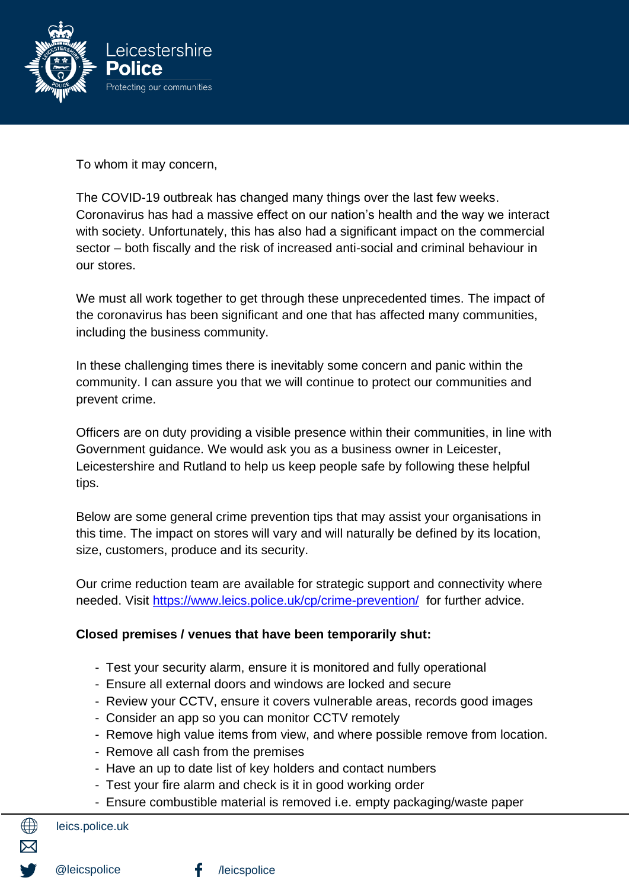To whom it may concern,

The COVID-19 outbreak has changed many things over the last few weeks. Coronavirus has had a massive effect on our nation's health and the way we interact with society. Unfortunately, this has also had a significant impact on the commercial sector – both fiscally and the risk of increased anti-social and criminal behaviour in our stores.

We must all work together to get through these unprecedented times. The impact of the coronavirus has been significant and one that has affected many communities, including the business community.

In these challenging times there is inevitably some concern and panic within the community. I can assure you that we will continue to protect our communities and prevent crime.

Officers are on duty providing a visible presence within their communities, in line with Government guidance. We would ask you as a business owner in Leicester, Leicestershire and Rutland to help us keep people safe by following these helpful tips.

Below are some general crime prevention tips that may assist your organisations in this time. The impact on stores will vary and will naturally be defined by its location, size, customers, produce and its security.

Our crime reduction team are available for strategic support and connectivity where needed. Visit https://www.leics.police.uk/cp/crime-prevention/ for further advice.

**Closed premises / venues that have been temporarily shut:**

- Test your security alarm, ensure it is monitored and fully operational
- Ensure all external doors and windows are locked and secure
- Review your CCTV, ensure it covers vulnerable areas, records good images
- Consider an app so you can monitor CCTV remotely
- Remove high value items from view, and where possible remove from location.
- Remove all cash from the premises
- Have an up to date list of key holders and contact numbers
- Test your fire alarm and check is it in good working order
- Ensure combustible material is removed i.e. empty packaging/waste paper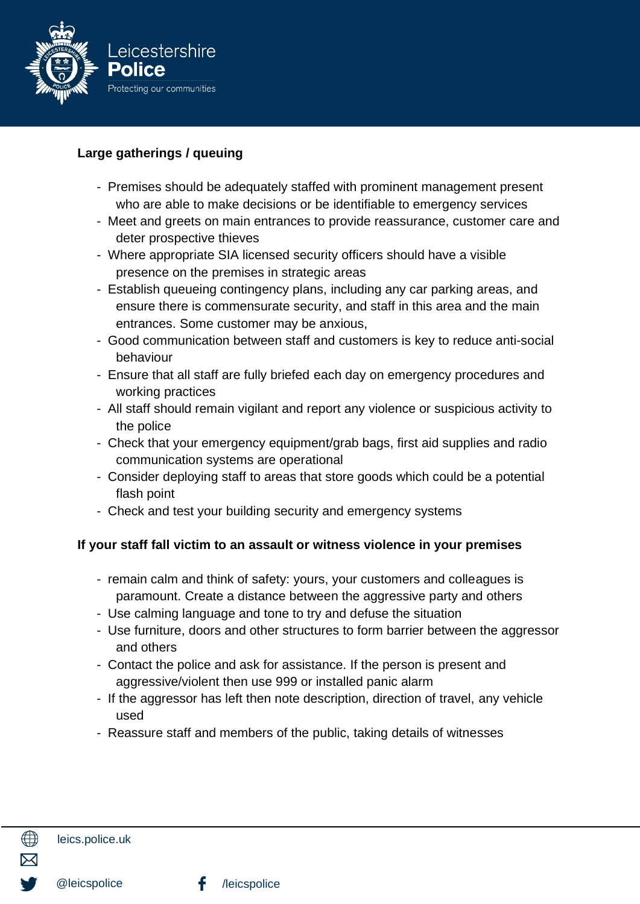**Large gatherings / queuing**

- Premises should be adequately staffed with prominent management present who are able to make decisions or be identifiable to emergency services
- Meet and greets on main entrances to provide reassurance, customer care and deter prospective thieves
- Where appropriate SIA licensed security officers should have a visible presence on the premises in strategic areas
- Establish queueing contingency plans, including any car parking areas, and ensure there is commensurate security, and staff in this area and the main entrances. Some customer may be anxious,
- Good communication between staff and customers is key to reduce anti-social behaviour
- Ensure that all staff are fully briefed each day on emergency procedures and working practices
- All staff should remain vigilant and report any violence or suspicious activity to the police
- Check that your emergency equipment/grab bags, first aid supplies and radio communication systems are operational
- Consider deploying staff to areas that store goods which could be a potential flash point
- Check and test your building security and emergency systems

**If your staff fall victim to an assault or witness violence in your premises**

- remain calm and think of safety: yours, your customers and colleagues is paramount. Create a distance between the aggressive party and others
- Use calming language and tone to try and defuse the situation
- Use furniture, doors and other structures to form barrier between the aggressor and others
- Contact the police and ask for assistance. If the person is present and aggressive/violent then use 999 or installed panic alarm
- If the aggressor has left then note description, direction of travel, any vehicle used
- Reassure staff and members of the public, taking details of witnesses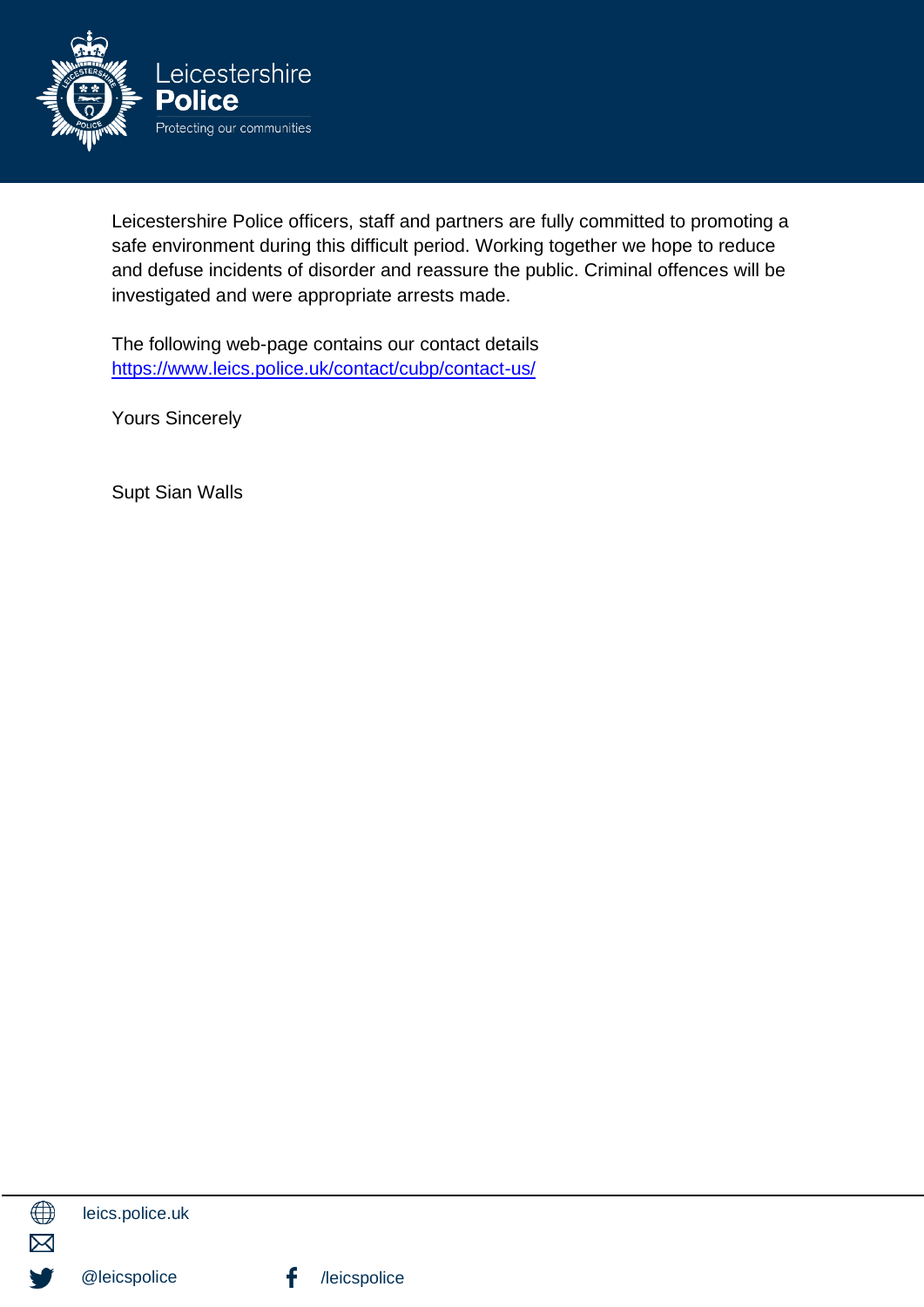Leicestershire Police officers, staff and partners are fully committed to promoting a safe environment during this difficult period. Working together we hope to reduce and defuse incidents of disorder and reassure the public. Criminal offences will be investigated and were appropriate arrests made.

The following web-page contains our contact details
https://www.leics.police.uk/contact/cubp/contact-us/

Yours Sincerely

Supt Sian Walls